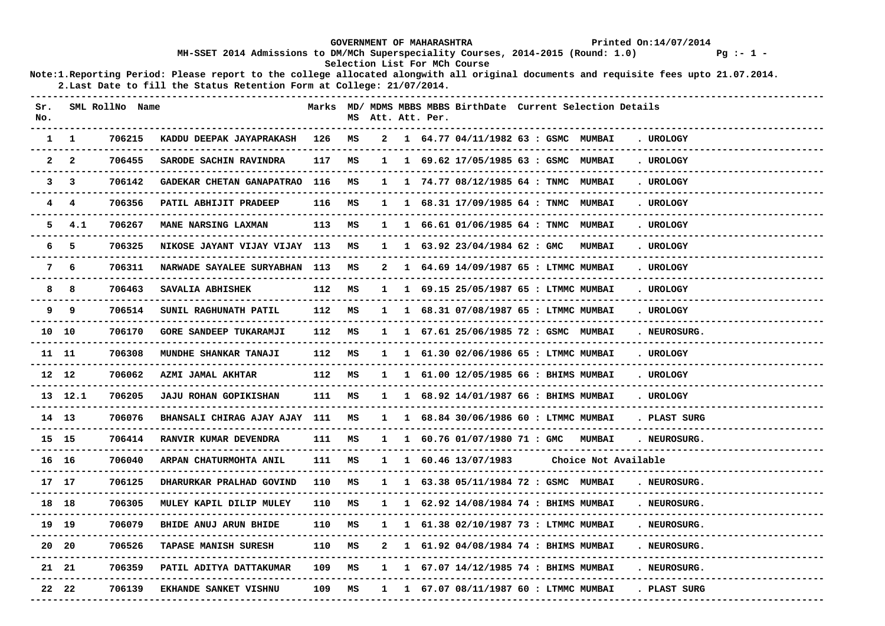GOVERNMENT OF MAHARASHTRA

Printed On:14/07/2014

MH-SSET 2014 Admissions to DM/MCh Superspeciality Courses, 2014-2015 (Round: 1.0)

Selection List For MCh Course

Note:1.Reporting Period: Please report to the college allocated alongwith all original documents and requisite fees upto 21.07.2014.
2.Last Date to fill the Status Retention Form at College: 21/07/2014.

| Sr. No. | SML | RollNo | Name | Marks | MD/MS | MDMS Att. | MBBS Att. | MBBS Per. | BirthDate | Current Selection Details |
|---|---|---|---|---|---|---|---|---|---|---|
| 1 | 1 | 706215 | KADDU DEEPAK JAYAPRAKASH | 126 | MS | 2 | 1 | 64.77 | 04/11/1982 | 63 : GSMC MUMBAI . UROLOGY |
| 2 | 2 | 706455 | SARODE SACHIN RAVINDRA | 117 | MS | 1 | 1 | 69.62 | 17/05/1985 | 63 : GSMC MUMBAI . UROLOGY |
| 3 | 3 | 706142 | GADEKAR CHETAN GANAPATRAO | 116 | MS | 1 | 1 | 74.77 | 08/12/1985 | 64 : TNMC MUMBAI . UROLOGY |
| 4 | 4 | 706356 | PATIL ABHIJIT PRADEEP | 116 | MS | 1 | 1 | 68.31 | 17/09/1985 | 64 : TNMC MUMBAI . UROLOGY |
| 5 | 4.1 | 706267 | MANE NARSING LAXMAN | 113 | MS | 1 | 1 | 66.61 | 01/06/1985 | 64 : TNMC MUMBAI . UROLOGY |
| 6 | 5 | 706325 | NIKOSE JAYANT VIJAY VIJAY | 113 | MS | 1 | 1 | 63.92 | 23/04/1984 | 62 : GMC MUMBAI . UROLOGY |
| 7 | 6 | 706311 | NARWADE SAYALEE SURYABHAN | 113 | MS | 2 | 1 | 64.69 | 14/09/1987 | 65 : LTMMC MUMBAI . UROLOGY |
| 8 | 8 | 706463 | SAVALIA ABHISHEK | 112 | MS | 1 | 1 | 69.15 | 25/05/1987 | 65 : LTMMC MUMBAI . UROLOGY |
| 9 | 9 | 706514 | SUNIL RAGHUNATH PATIL | 112 | MS | 1 | 1 | 68.31 | 07/08/1987 | 65 : LTMMC MUMBAI . UROLOGY |
| 10 | 10 | 706170 | GORE SANDEEP TUKARAMJI | 112 | MS | 1 | 1 | 67.61 | 25/06/1985 | 72 : GSMC MUMBAI . NEUROSURG. |
| 11 | 11 | 706308 | MUNDHE SHANKAR TANAJI | 112 | MS | 1 | 1 | 61.30 | 02/06/1986 | 65 : LTMMC MUMBAI . UROLOGY |
| 12 | 12 | 706062 | AZMI JAMAL AKHTAR | 112 | MS | 1 | 1 | 61.00 | 12/05/1985 | 66 : BHIMS MUMBAI . UROLOGY |
| 13 | 12.1 | 706205 | JAJU ROHAN GOPIKISHAN | 111 | MS | 1 | 1 | 68.92 | 14/01/1987 | 66 : BHIMS MUMBAI . UROLOGY |
| 14 | 13 | 706076 | BHANSALI CHIRAG AJAY AJAY | 111 | MS | 1 | 1 | 68.84 | 30/06/1986 | 60 : LTMMC MUMBAI . PLAST SURG |
| 15 | 15 | 706414 | RANVIR KUMAR DEVENDRA | 111 | MS | 1 | 1 | 60.76 | 01/07/1980 | 71 : GMC MUMBAI . NEUROSURG. |
| 16 | 16 | 706040 | ARPAN CHATURMOHTA ANIL | 111 | MS | 1 | 1 | 60.46 | 13/07/1983 | Choice Not Available |
| 17 | 17 | 706125 | DHARURKAR PRALHAD GOVIND | 110 | MS | 1 | 1 | 63.38 | 05/11/1984 | 72 : GSMC MUMBAI . NEUROSURG. |
| 18 | 18 | 706305 | MULEY KAPIL DILIP MULEY | 110 | MS | 1 | 1 | 62.92 | 14/08/1984 | 74 : BHIMS MUMBAI . NEUROSURG. |
| 19 | 19 | 706079 | BHIDE ANUJ ARUN BHIDE | 110 | MS | 1 | 1 | 61.38 | 02/10/1987 | 73 : LTMMC MUMBAI . NEUROSURG. |
| 20 | 20 | 706526 | TAPASE MANISH SURESH | 110 | MS | 2 | 1 | 61.92 | 04/08/1984 | 74 : BHIMS MUMBAI . NEUROSURG. |
| 21 | 21 | 706359 | PATIL ADITYA DATTAKUMAR | 109 | MS | 1 | 1 | 67.07 | 14/12/1985 | 74 : BHIMS MUMBAI . NEUROSURG. |
| 22 | 22 | 706139 | EKHANDE SANKET VISHNU | 109 | MS | 1 | 1 | 67.07 | 08/11/1987 | 60 : LTMMC MUMBAI . PLAST SURG |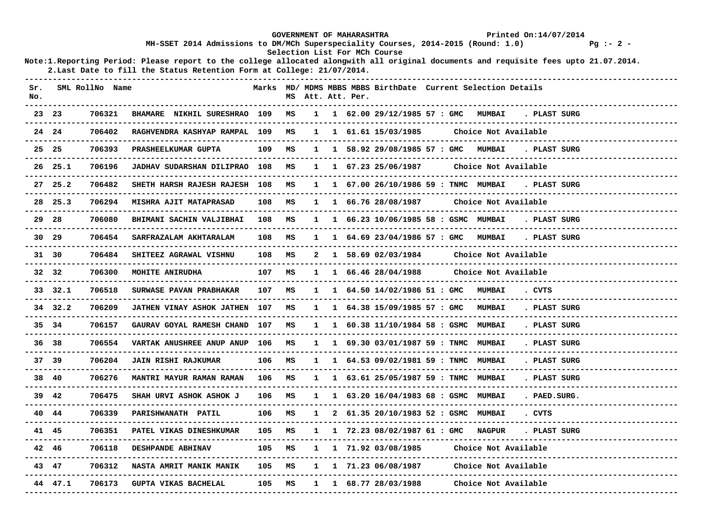GOVERNMENT OF MAHARASHTRA

Printed On:14/07/2014

MH-SSET 2014 Admissions to DM/MCh Superspeciality Courses, 2014-2015 (Round: 1.0)

Selection List For MCh Course

Note:1.Reporting Period: Please report to the college allocated alongwith all original documents and requisite fees upto 21.07.2014.
2.Last Date to fill the Status Retention Form at College: 21/07/2014.

| Sr. No. | SML | RollNo | Name | Marks | MD/MS | MDMS Att. | MBBS Att. | MBBS Per. | BirthDate | Current Selection Details |
|---|---|---|---|---|---|---|---|---|---|---|
| 23 | 23 | 706321 | BHAMARE NIKHIL SURESHRAO | 109 | MS | 1 | 1 | 62.00 | 29/12/1985 | 57 : GMC MUMBAI . PLAST SURG |
| 24 | 24 | 706402 | RAGHVENDRA KASHYAP RAMPAL | 109 | MS | 1 | 1 | 61.61 | 15/03/1985 | Choice Not Available |
| 25 | 25 | 706393 | PRASHEELKUMAR GUPTA | 109 | MS | 1 | 1 | 58.92 | 29/08/1985 | 57 : GMC MUMBAI . PLAST SURG |
| 26 | 25.1 | 706196 | JADHAV SUDARSHAN DILIPRAO | 108 | MS | 1 | 1 | 67.23 | 25/06/1987 | Choice Not Available |
| 27 | 25.2 | 706482 | SHETH HARSH RAJESH RAJESH | 108 | MS | 1 | 1 | 67.00 | 26/10/1986 | 59 : TNMC MUMBAI . PLAST SURG |
| 28 | 25.3 | 706294 | MISHRA AJIT MATAPRASAD | 108 | MS | 1 | 1 | 66.76 | 28/08/1987 | Choice Not Available |
| 29 | 28 | 706080 | BHIMANI SACHIN VALJIBHAI | 108 | MS | 1 | 1 | 66.23 | 10/06/1985 | 58 : GSMC MUMBAI . PLAST SURG |
| 30 | 29 | 706454 | SARFRAZALAM AKHTARALAM | 108 | MS | 1 | 1 | 64.69 | 23/04/1986 | 57 : GMC MUMBAI . PLAST SURG |
| 31 | 30 | 706484 | SHITEEZ AGRAWAL VISHNU | 108 | MS | 2 | 1 | 58.69 | 02/03/1984 | Choice Not Available |
| 32 | 32 | 706300 | MOHITE ANIRUDHA | 107 | MS | 1 | 1 | 66.46 | 28/04/1988 | Choice Not Available |
| 33 | 32.1 | 706518 | SURWASE PAVAN PRABHAKAR | 107 | MS | 1 | 1 | 64.50 | 14/02/1986 | 51 : GMC MUMBAI . CVTS |
| 34 | 32.2 | 706209 | JATHEN VINAY ASHOK JATHEN | 107 | MS | 1 | 1 | 64.38 | 15/09/1985 | 57 : GMC MUMBAI . PLAST SURG |
| 35 | 34 | 706157 | GAURAV GOYAL RAMESH CHAND | 107 | MS | 1 | 1 | 60.38 | 11/10/1984 | 58 : GSMC MUMBAI . PLAST SURG |
| 36 | 38 | 706554 | VARTAK ANUSHREE ANUP ANUP | 106 | MS | 1 | 1 | 69.30 | 03/01/1987 | 59 : TNMC MUMBAI . PLAST SURG |
| 37 | 39 | 706204 | JAIN RISHI RAJKUMAR | 106 | MS | 1 | 1 | 64.53 | 09/02/1981 | 59 : TNMC MUMBAI . PLAST SURG |
| 38 | 40 | 706276 | MANTRI MAYUR RAMAN RAMAN | 106 | MS | 1 | 1 | 63.61 | 25/05/1987 | 59 : TNMC MUMBAI . PLAST SURG |
| 39 | 42 | 706475 | SHAH URVI ASHOK ASHOK J | 106 | MS | 1 | 1 | 63.20 | 16/04/1983 | 68 : GSMC MUMBAI . PAED.SURG. |
| 40 | 44 | 706339 | PARISHWANATH PATIL | 106 | MS | 1 | 2 | 61.35 | 20/10/1983 | 52 : GSMC MUMBAI . CVTS |
| 41 | 45 | 706351 | PATEL VIKAS DINESHKUMAR | 105 | MS | 1 | 1 | 72.23 | 08/02/1987 | 61 : GMC NAGPUR . PLAST SURG |
| 42 | 46 | 706118 | DESHPANDE ABHINAV | 105 | MS | 1 | 1 | 71.92 | 03/08/1985 | Choice Not Available |
| 43 | 47 | 706312 | NASTA AMRIT MANIK MANIK | 105 | MS | 1 | 1 | 71.23 | 06/08/1987 | Choice Not Available |
| 44 | 47.1 | 706173 | GUPTA VIKAS BACHELAL | 105 | MS | 1 | 1 | 68.77 | 28/03/1988 | Choice Not Available |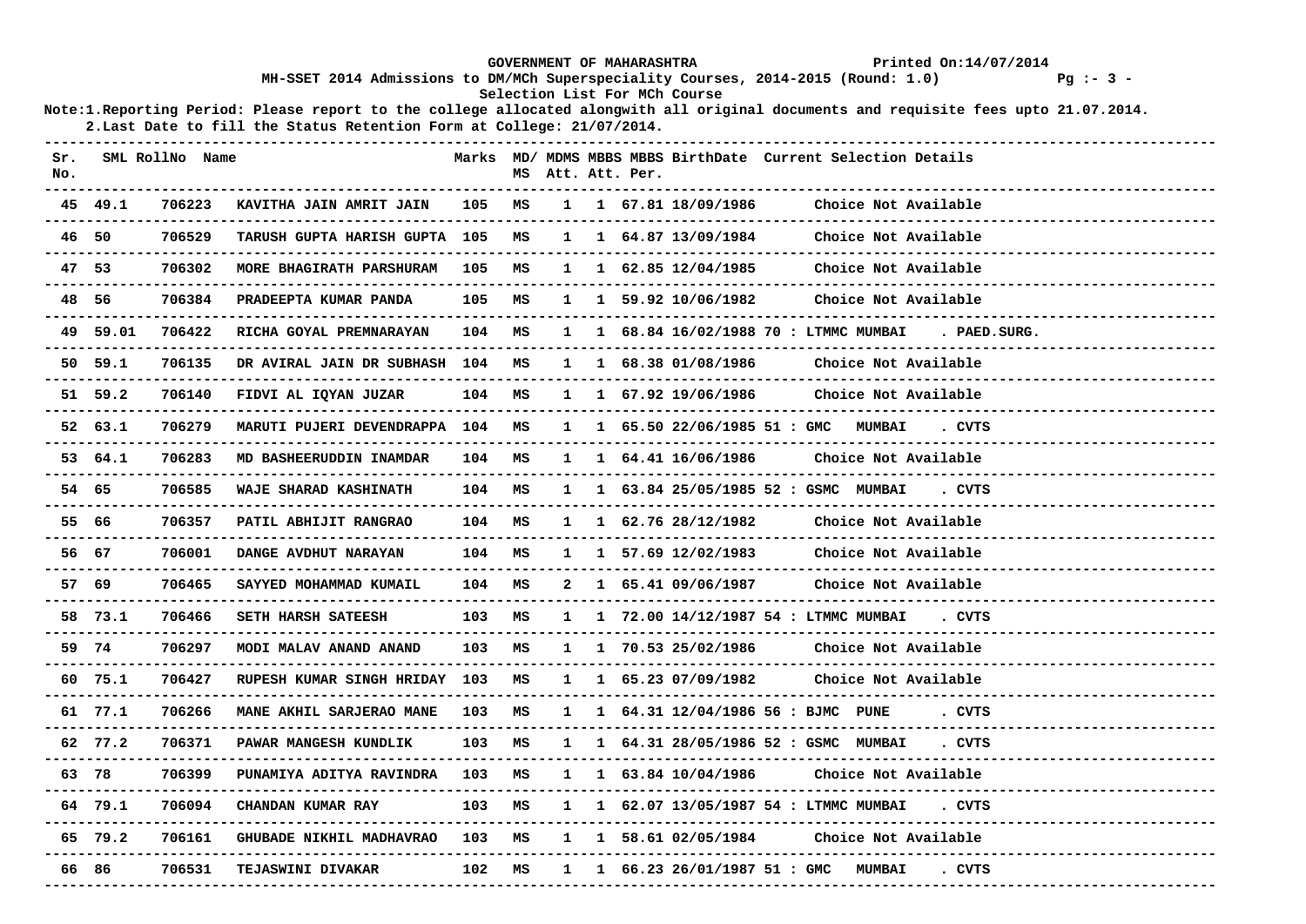GOVERNMENT OF MAHARASHTRA

Printed On:14/07/2014

MH-SSET 2014 Admissions to DM/MCh Superspeciality Courses, 2014-2015 (Round: 1.0)

Selection List For MCh Course

Note:1.Reporting Period: Please report to the college allocated alongwith all original documents and requisite fees upto 21.07.2014.
2.Last Date to fill the Status Retention Form at College: 21/07/2014.

| Sr. No. | SML | RollNo | Name | Marks | MD/ MS | MDMS Att. | MBBS Att. | MBBS Per. | BirthDate | Current Selection Details |
|---|---|---|---|---|---|---|---|---|---|---|
| 45 | 49.1 | 706223 | KAVITHA JAIN AMRIT JAIN | 105 | MS | 1 | 1 | 67.81 | 18/09/1986 | Choice Not Available |
| 46 | 50 | 706529 | TARUSH GUPTA HARISH GUPTA | 105 | MS | 1 | 1 | 64.87 | 13/09/1984 | Choice Not Available |
| 47 | 53 | 706302 | MORE BHAGIRATH PARSHURAM | 105 | MS | 1 | 1 | 62.85 | 12/04/1985 | Choice Not Available |
| 48 | 56 | 706384 | PRADEEPTA KUMAR PANDA | 105 | MS | 1 | 1 | 59.92 | 10/06/1982 | Choice Not Available |
| 49 | 59.01 | 706422 | RICHA GOYAL PREMNARAYAN | 104 | MS | 1 | 1 | 68.84 | 16/02/1988 | 70 : LTMMC MUMBAI . PAED.SURG. |
| 50 | 59.1 | 706135 | DR AVIRAL JAIN DR SUBHASH | 104 | MS | 1 | 1 | 68.38 | 01/08/1986 | Choice Not Available |
| 51 | 59.2 | 706140 | FIDVI AL IQYAN JUZAR | 104 | MS | 1 | 1 | 67.92 | 19/06/1986 | Choice Not Available |
| 52 | 63.1 | 706279 | MARUTI PUJERI DEVENDRAPPA | 104 | MS | 1 | 1 | 65.50 | 22/06/1985 | 51 : GMC MUMBAI . CVTS |
| 53 | 64.1 | 706283 | MD BASHEERUDDIN INAMDAR | 104 | MS | 1 | 1 | 64.41 | 16/06/1986 | Choice Not Available |
| 54 | 65 | 706585 | WAJE SHARAD KASHINATH | 104 | MS | 1 | 1 | 63.84 | 25/05/1985 | 52 : GSMC MUMBAI . CVTS |
| 55 | 66 | 706357 | PATIL ABHIJIT RANGRAO | 104 | MS | 1 | 1 | 62.76 | 28/12/1982 | Choice Not Available |
| 56 | 67 | 706001 | DANGE AVDHUT NARAYAN | 104 | MS | 1 | 1 | 57.69 | 12/02/1983 | Choice Not Available |
| 57 | 69 | 706465 | SAYYED MOHAMMAD KUMAIL | 104 | MS | 2 | 1 | 65.41 | 09/06/1987 | Choice Not Available |
| 58 | 73.1 | 706466 | SETH HARSH SATEESH | 103 | MS | 1 | 1 | 72.00 | 14/12/1987 | 54 : LTMMC MUMBAI . CVTS |
| 59 | 74 | 706297 | MODI MALAV ANAND ANAND | 103 | MS | 1 | 1 | 70.53 | 25/02/1986 | Choice Not Available |
| 60 | 75.1 | 706427 | RUPESH KUMAR SINGH HRIDAY | 103 | MS | 1 | 1 | 65.23 | 07/09/1982 | Choice Not Available |
| 61 | 77.1 | 706266 | MANE AKHIL SARJERAO MANE | 103 | MS | 1 | 1 | 64.31 | 12/04/1986 | 56 : BJMC PUNE . CVTS |
| 62 | 77.2 | 706371 | PAWAR MANGESH KUNDLIK | 103 | MS | 1 | 1 | 64.31 | 28/05/1986 | 52 : GSMC MUMBAI . CVTS |
| 63 | 78 | 706399 | PUNAMIYA ADITYA RAVINDRA | 103 | MS | 1 | 1 | 63.84 | 10/04/1986 | Choice Not Available |
| 64 | 79.1 | 706094 | CHANDAN KUMAR RAY | 103 | MS | 1 | 1 | 62.07 | 13/05/1987 | 54 : LTMMC MUMBAI . CVTS |
| 65 | 79.2 | 706161 | GHUBADE NIKHIL MADHAVRAO | 103 | MS | 1 | 1 | 58.61 | 02/05/1984 | Choice Not Available |
| 66 | 86 | 706531 | TEJASWINI DIVAKAR | 102 | MS | 1 | 1 | 66.23 | 26/01/1987 | 51 : GMC MUMBAI . CVTS |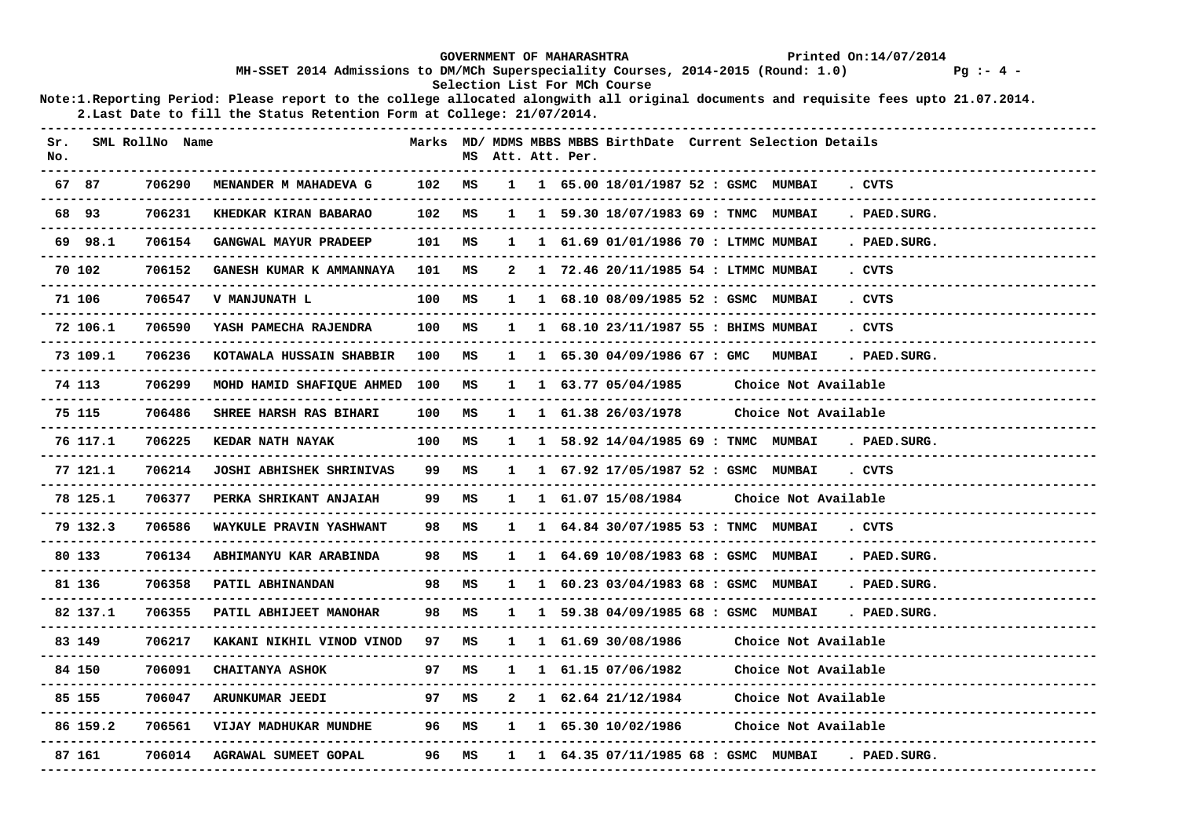GOVERNMENT OF MAHARASHTRA

Printed On:14/07/2014

MH-SSET 2014 Admissions to DM/MCh Superspeciality Courses, 2014-2015 (Round: 1.0)

Selection List For MCh Course

Note:1.Reporting Period: Please report to the college allocated alongwith all original documents and requisite fees upto 21.07.2014.
2.Last Date to fill the Status Retention Form at College: 21/07/2014.

| Sr. No. | SML | RollNo | Name | Marks | MD/ MS | MDMS Att. | MBBS Att. | MBBS Per. | BirthDate | Current Selection Details |
|---|---|---|---|---|---|---|---|---|---|---|
| 67 | 87 | 706290 | MENANDER M MAHADEVA G | 102 | MS | 1 | 1 | 65.00 | 18/01/1987 | 52 : GSMC MUMBAI . CVTS |
| 68 | 93 | 706231 | KHEDKAR KIRAN BABARAO | 102 | MS | 1 | 1 | 59.30 | 18/07/1983 | 69 : TNMC MUMBAI . PAED.SURG. |
| 69 | 98.1 | 706154 | GANGWAL MAYUR PRADEEP | 101 | MS | 1 | 1 | 61.69 | 01/01/1986 | 70 : LTMMC MUMBAI . PAED.SURG. |
| 70 | 102 | 706152 | GANESH KUMAR K AMMANNAYA | 101 | MS | 2 | 1 | 72.46 | 20/11/1985 | 54 : LTMMC MUMBAI . CVTS |
| 71 | 106 | 706547 | V MANJUNATH L | 100 | MS | 1 | 1 | 68.10 | 08/09/1985 | 52 : GSMC MUMBAI . CVTS |
| 72 | 106.1 | 706590 | YASH PAMECHA RAJENDRA | 100 | MS | 1 | 1 | 68.10 | 23/11/1987 | 55 : BHIMS MUMBAI . CVTS |
| 73 | 109.1 | 706236 | KOTAWALA HUSSAIN SHABBIR | 100 | MS | 1 | 1 | 65.30 | 04/09/1986 | 67 : GMC MUMBAI . PAED.SURG. |
| 74 | 113 | 706299 | MOHD HAMID SHAFIQUE AHMED | 100 | MS | 1 | 1 | 63.77 | 05/04/1985 | Choice Not Available |
| 75 | 115 | 706486 | SHREE HARSH RAS BIHARI | 100 | MS | 1 | 1 | 61.38 | 26/03/1978 | Choice Not Available |
| 76 | 117.1 | 706225 | KEDAR NATH NAYAK | 100 | MS | 1 | 1 | 58.92 | 14/04/1985 | 69 : TNMC MUMBAI . PAED.SURG. |
| 77 | 121.1 | 706214 | JOSHI ABHISHEK SHRINIVAS | 99 | MS | 1 | 1 | 67.92 | 17/05/1987 | 52 : GSMC MUMBAI . CVTS |
| 78 | 125.1 | 706377 | PERKA SHRIKANT ANJAIAH | 99 | MS | 1 | 1 | 61.07 | 15/08/1984 | Choice Not Available |
| 79 | 132.3 | 706586 | WAYKULE PRAVIN YASHWANT | 98 | MS | 1 | 1 | 64.84 | 30/07/1985 | 53 : TNMC MUMBAI . CVTS |
| 80 | 133 | 706134 | ABHIMANYU KAR ARABINDA | 98 | MS | 1 | 1 | 64.69 | 10/08/1983 | 68 : GSMC MUMBAI . PAED.SURG. |
| 81 | 136 | 706358 | PATIL ABHINANDAN | 98 | MS | 1 | 1 | 60.23 | 03/04/1983 | 68 : GSMC MUMBAI . PAED.SURG. |
| 82 | 137.1 | 706355 | PATIL ABHIJEET MANOHAR | 98 | MS | 1 | 1 | 59.38 | 04/09/1985 | 68 : GSMC MUMBAI . PAED.SURG. |
| 83 | 149 | 706217 | KAKANI NIKHIL VINOD VINOD | 97 | MS | 1 | 1 | 61.69 | 30/08/1986 | Choice Not Available |
| 84 | 150 | 706091 | CHAITANYA ASHOK | 97 | MS | 1 | 1 | 61.15 | 07/06/1982 | Choice Not Available |
| 85 | 155 | 706047 | ARUNKUMAR JEEDI | 97 | MS | 2 | 1 | 62.64 | 21/12/1984 | Choice Not Available |
| 86 | 159.2 | 706561 | VIJAY MADHUKAR MUNDHE | 96 | MS | 1 | 1 | 65.30 | 10/02/1986 | Choice Not Available |
| 87 | 161 | 706014 | AGRAWAL SUMEET GOPAL | 96 | MS | 1 | 1 | 64.35 | 07/11/1985 | 68 : GSMC MUMBAI . PAED.SURG. |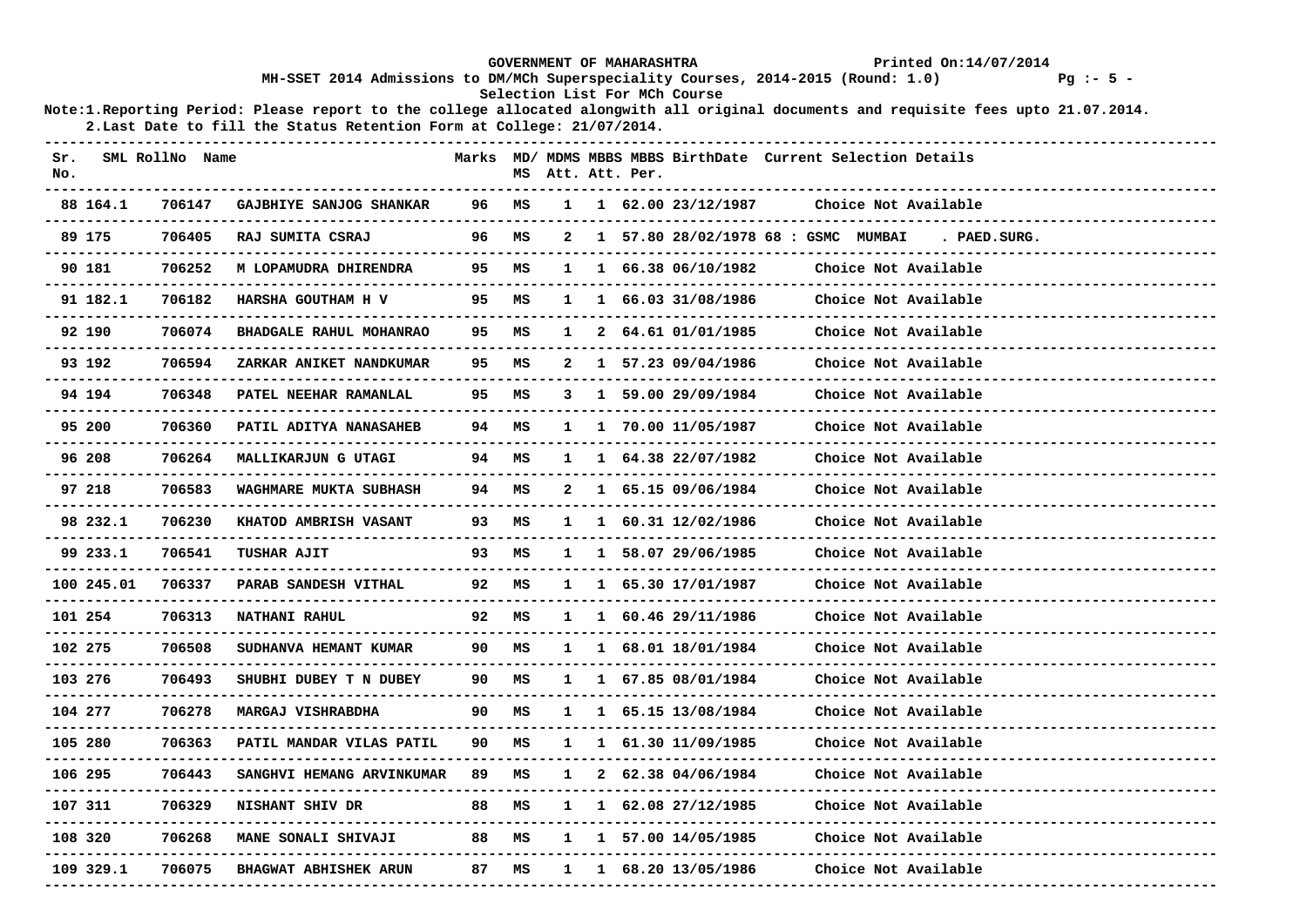GOVERNMENT OF MAHARASHTRA

Printed On:14/07/2014

MH-SSET 2014 Admissions to DM/MCh Superspeciality Courses, 2014-2015 (Round: 1.0)

Selection List For MCh Course

Note:1.Reporting Period: Please report to the college allocated alongwith all original documents and requisite fees upto 21.07.2014.
2.Last Date to fill the Status Retention Form at College: 21/07/2014.

| Sr. No. | SML | RollNo | Name | Marks | MD/ MS | MDMS Att. | MBBS Att. | MBBS Per. | BirthDate | Current Selection Details |
|---|---|---|---|---|---|---|---|---|---|---|
| 88 | 164.1 | 706147 | GAJBHIYE SANJOG SHANKAR | 96 | MS | 1 | 1 | 62.00 | 23/12/1987 | Choice Not Available |
| 89 | 175 | 706405 | RAJ SUMITA CSRAJ | 96 | MS | 2 | 1 | 57.80 | 28/02/1978 | 68 : GSMC MUMBAI . PAED.SURG. |
| 90 | 181 | 706252 | M LOPAMUDRA DHIRENDRA | 95 | MS | 1 | 1 | 66.38 | 06/10/1982 | Choice Not Available |
| 91 | 182.1 | 706182 | HARSHA GOUTHAM H V | 95 | MS | 1 | 1 | 66.03 | 31/08/1986 | Choice Not Available |
| 92 | 190 | 706074 | BHADGALE RAHUL MOHANRAO | 95 | MS | 1 | 2 | 64.61 | 01/01/1985 | Choice Not Available |
| 93 | 192 | 706594 | ZARKAR ANIKET NANDKUMAR | 95 | MS | 2 | 1 | 57.23 | 09/04/1986 | Choice Not Available |
| 94 | 194 | 706348 | PATEL NEEHAR RAMANLAL | 95 | MS | 3 | 1 | 59.00 | 29/09/1984 | Choice Not Available |
| 95 | 200 | 706360 | PATIL ADITYA NANASAHEB | 94 | MS | 1 | 1 | 70.00 | 11/05/1987 | Choice Not Available |
| 96 | 208 | 706264 | MALLIKARJUN G UTAGI | 94 | MS | 1 | 1 | 64.38 | 22/07/1982 | Choice Not Available |
| 97 | 218 | 706583 | WAGHMARE MUKTA SUBHASH | 94 | MS | 2 | 1 | 65.15 | 09/06/1984 | Choice Not Available |
| 98 | 232.1 | 706230 | KHATOD AMBRISH VASANT | 93 | MS | 1 | 1 | 60.31 | 12/02/1986 | Choice Not Available |
| 99 | 233.1 | 706541 | TUSHAR AJIT | 93 | MS | 1 | 1 | 58.07 | 29/06/1985 | Choice Not Available |
| 100 | 245.01 | 706337 | PARAB SANDESH VITHAL | 92 | MS | 1 | 1 | 65.30 | 17/01/1987 | Choice Not Available |
| 101 | 254 | 706313 | NATHANI RAHUL | 92 | MS | 1 | 1 | 60.46 | 29/11/1986 | Choice Not Available |
| 102 | 275 | 706508 | SUDHANVA HEMANT KUMAR | 90 | MS | 1 | 1 | 68.01 | 18/01/1984 | Choice Not Available |
| 103 | 276 | 706493 | SHUBHI DUBEY T N DUBEY | 90 | MS | 1 | 1 | 67.85 | 08/01/1984 | Choice Not Available |
| 104 | 277 | 706278 | MARGAJ VISHRABDHA | 90 | MS | 1 | 1 | 65.15 | 13/08/1984 | Choice Not Available |
| 105 | 280 | 706363 | PATIL MANDAR VILAS PATIL | 90 | MS | 1 | 1 | 61.30 | 11/09/1985 | Choice Not Available |
| 106 | 295 | 706443 | SANGHVI HEMANG ARVINKUMAR | 89 | MS | 1 | 2 | 62.38 | 04/06/1984 | Choice Not Available |
| 107 | 311 | 706329 | NISHANT SHIV DR | 88 | MS | 1 | 1 | 62.08 | 27/12/1985 | Choice Not Available |
| 108 | 320 | 706268 | MANE SONALI SHIVAJI | 88 | MS | 1 | 1 | 57.00 | 14/05/1985 | Choice Not Available |
| 109 | 329.1 | 706075 | BHAGWAT ABHISHEK ARUN | 87 | MS | 1 | 1 | 68.20 | 13/05/1986 | Choice Not Available |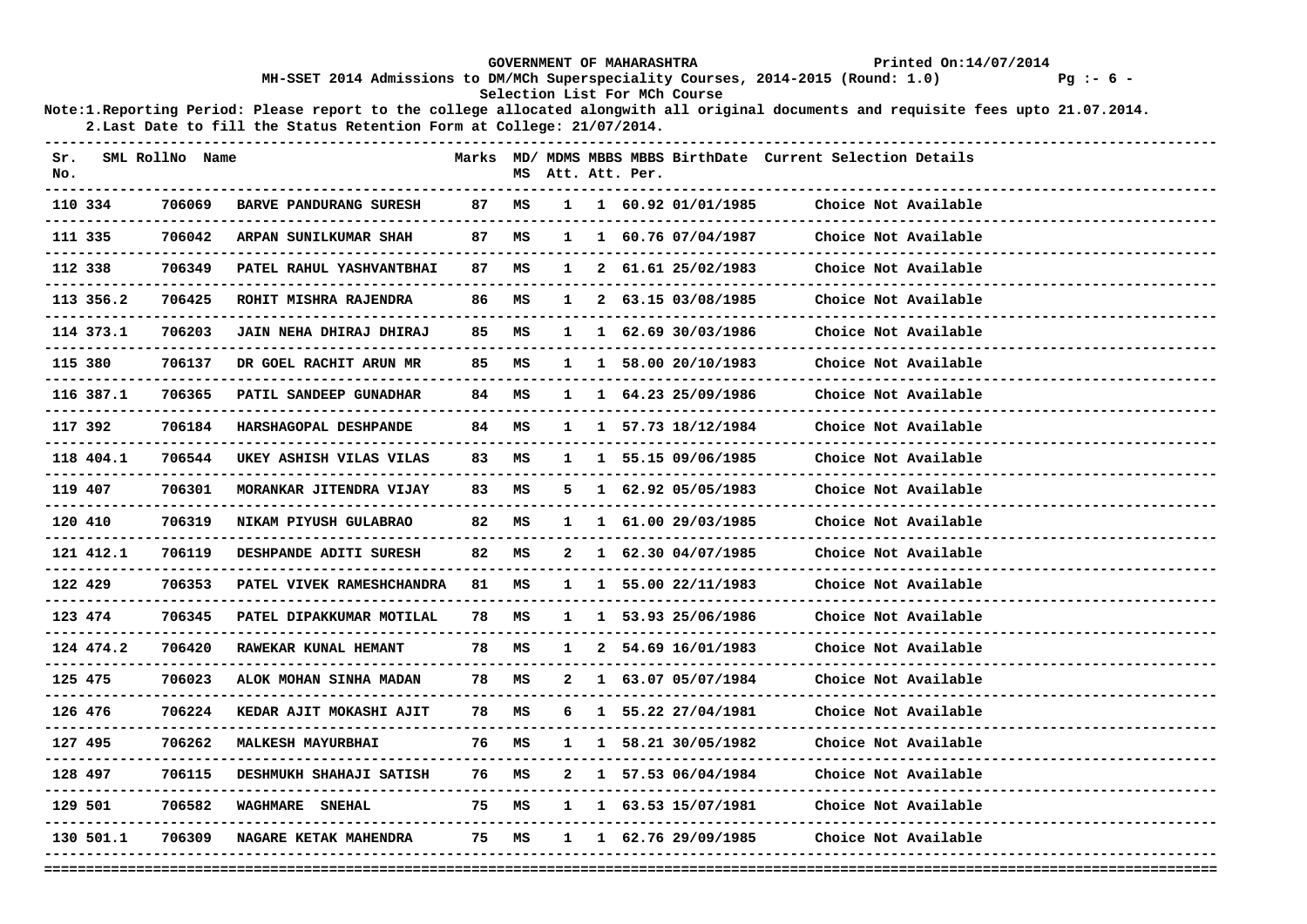GOVERNMENT OF MAHARASHTRA

Printed On:14/07/2014

MH-SSET 2014 Admissions to DM/MCh Superspeciality Courses, 2014-2015 (Round: 1.0)

Selection List For MCh Course

Note:1.Reporting Period: Please report to the college allocated alongwith all original documents and requisite fees upto 21.07.2014.
2.Last Date to fill the Status Retention Form at College: 21/07/2014.

| Sr. No. | SML | RollNo | Name | Marks | MD/ MS | MDMS Att. | MBBS Att. | MBBS Per. | BirthDate | Current Selection Details |
|---|---|---|---|---|---|---|---|---|---|---|
| 110 | 334 | 706069 | BARVE PANDURANG SURESH | 87 | MS | 1 | 1 | 60.92 | 01/01/1985 | Choice Not Available |
| 111 | 335 | 706042 | ARPAN SUNILKUMAR SHAH | 87 | MS | 1 | 1 | 60.76 | 07/04/1987 | Choice Not Available |
| 112 | 338 | 706349 | PATEL RAHUL YASHVANTBHAI | 87 | MS | 1 | 2 | 61.61 | 25/02/1983 | Choice Not Available |
| 113 | 356.2 | 706425 | ROHIT MISHRA RAJENDRA | 86 | MS | 1 | 2 | 63.15 | 03/08/1985 | Choice Not Available |
| 114 | 373.1 | 706203 | JAIN NEHA DHIRAJ DHIRAJ | 85 | MS | 1 | 1 | 62.69 | 30/03/1986 | Choice Not Available |
| 115 | 380 | 706137 | DR GOEL RACHIT ARUN MR | 85 | MS | 1 | 1 | 58.00 | 20/10/1983 | Choice Not Available |
| 116 | 387.1 | 706365 | PATIL SANDEEP GUNADHAR | 84 | MS | 1 | 1 | 64.23 | 25/09/1986 | Choice Not Available |
| 117 | 392 | 706184 | HARSHAGOPAL DESHPANDE | 84 | MS | 1 | 1 | 57.73 | 18/12/1984 | Choice Not Available |
| 118 | 404.1 | 706544 | UKEY ASHISH VILAS VILAS | 83 | MS | 1 | 1 | 55.15 | 09/06/1985 | Choice Not Available |
| 119 | 407 | 706301 | MORANKAR JITENDRA VIJAY | 83 | MS | 5 | 1 | 62.92 | 05/05/1983 | Choice Not Available |
| 120 | 410 | 706319 | NIKAM PIYUSH GULABRAO | 82 | MS | 1 | 1 | 61.00 | 29/03/1985 | Choice Not Available |
| 121 | 412.1 | 706119 | DESHPANDE ADITI SURESH | 82 | MS | 2 | 1 | 62.30 | 04/07/1985 | Choice Not Available |
| 122 | 429 | 706353 | PATEL VIVEK RAMESHCHANDRA | 81 | MS | 1 | 1 | 55.00 | 22/11/1983 | Choice Not Available |
| 123 | 474 | 706345 | PATEL DIPAKKUMAR MOTILAL | 78 | MS | 1 | 1 | 53.93 | 25/06/1986 | Choice Not Available |
| 124 | 474.2 | 706420 | RAWEKAR KUNAL HEMANT | 78 | MS | 1 | 2 | 54.69 | 16/01/1983 | Choice Not Available |
| 125 | 475 | 706023 | ALOK MOHAN SINHA MADAN | 78 | MS | 2 | 1 | 63.07 | 05/07/1984 | Choice Not Available |
| 126 | 476 | 706224 | KEDAR AJIT MOKASHI AJIT | 78 | MS | 6 | 1 | 55.22 | 27/04/1981 | Choice Not Available |
| 127 | 495 | 706262 | MALKESH MAYURBHAI | 76 | MS | 1 | 1 | 58.21 | 30/05/1982 | Choice Not Available |
| 128 | 497 | 706115 | DESHMUKH SHAHAJI SATISH | 76 | MS | 2 | 1 | 57.53 | 06/04/1984 | Choice Not Available |
| 129 | 501 | 706582 | WAGHMARE SNEHAL | 75 | MS | 1 | 1 | 63.53 | 15/07/1981 | Choice Not Available |
| 130 | 501.1 | 706309 | NAGARE KETAK MAHENDRA | 75 | MS | 1 | 1 | 62.76 | 29/09/1985 | Choice Not Available |